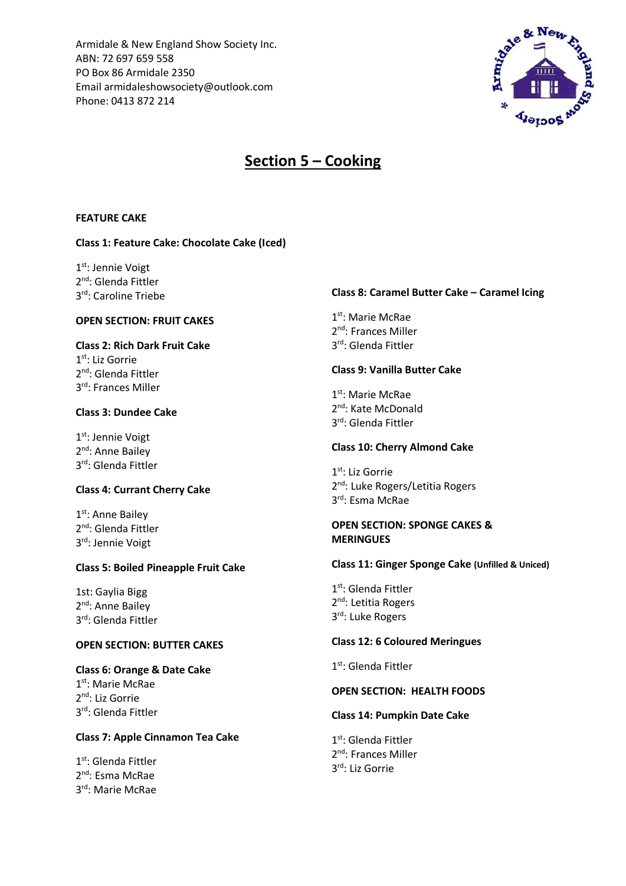Armidale & New England Show Society Inc.
ABN: 72 697 659 558
PO Box 86 Armidale 2350
Email armidaleshowsociety@outlook.com
Phone: 0413 872 214

# Section 5 – Cooking

**FEATURE CAKE**

**Class 1: Feature Cake: Chocolate Cake (Iced)**

1st: Jennie Voigt
2nd: Glenda Fittler
3rd: Caroline Triebe

**OPEN SECTION: FRUIT CAKES**

**Class 2: Rich Dark Fruit Cake**
1st: Liz Gorrie
2nd: Glenda Fittler
3rd: Frances Miller

**Class 3: Dundee Cake**

1st: Jennie Voigt
2nd: Anne Bailey
3rd: Glenda Fittler

**Class 4: Currant Cherry Cake**

1st: Anne Bailey
2nd: Glenda Fittler
3rd: Jennie Voigt

**Class 5: Boiled Pineapple Fruit Cake**

1st: Gaylia Bigg
2nd: Anne Bailey
3rd: Glenda Fittler

**OPEN SECTION: BUTTER CAKES**

**Class 6: Orange & Date Cake**
1st: Marie McRae
2nd: Liz Gorrie
3rd: Glenda Fittler

**Class 7: Apple Cinnamon Tea Cake**

1st: Glenda Fittler
2nd: Esma McRae
3rd: Marie McRae

**Class 8: Caramel Butter Cake – Caramel Icing**

1st: Marie McRae
2nd: Frances Miller
3rd: Glenda Fittler

**Class 9: Vanilla Butter Cake**

1st: Marie McRae
2nd: Kate McDonald
3rd: Glenda Fittler

**Class 10: Cherry Almond Cake**

1st: Liz Gorrie
2nd: Luke Rogers/Letitia Rogers
3rd: Esma McRae

**OPEN SECTION: SPONGE CAKES & MERINGUES**

**Class 11: Ginger Sponge Cake (Unfilled & Uniced)**

1st: Glenda Fittler
2nd: Letitia Rogers
3rd: Luke Rogers

**Class 12: 6 Coloured Meringues**

1st: Glenda Fittler

**OPEN SECTION: HEALTH FOODS**

**Class 14: Pumpkin Date Cake**

1st: Glenda Fittler
2nd: Frances Miller
3rd: Liz Gorrie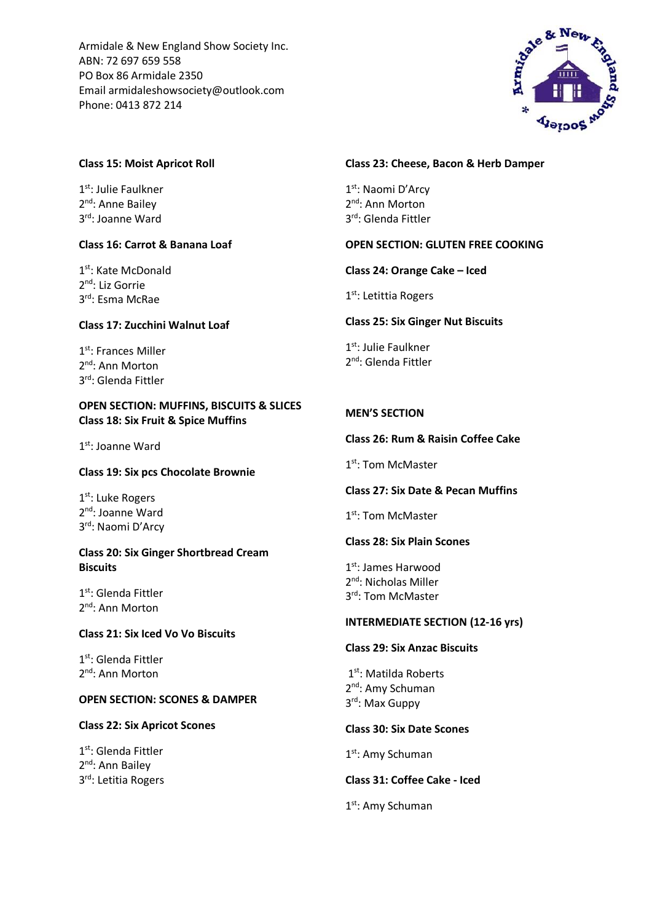Armidale & New England Show Society Inc.
ABN: 72 697 659 558
PO Box 86 Armidale 2350
Email armidaleshowsociety@outlook.com
Phone: 0413 872 214

**Class 15: Moist Apricot Roll**

1st: Julie Faulkner
2nd: Anne Bailey
3rd: Joanne Ward

**Class 16: Carrot & Banana Loaf**

1st: Kate McDonald
2nd: Liz Gorrie
3rd: Esma McRae

**Class 17: Zucchini Walnut Loaf**

1st: Frances Miller
2nd: Ann Morton
3rd: Glenda Fittler

**OPEN SECTION: MUFFINS, BISCUITS & SLICES**

**Class 18: Six Fruit & Spice Muffins**

1st: Joanne Ward

**Class 19: Six pcs Chocolate Brownie**

1st: Luke Rogers
2nd: Joanne Ward
3rd: Naomi D'Arcy

**Class 20: Six Ginger Shortbread Cream Biscuits**

1st: Glenda Fittler
2nd: Ann Morton

**Class 21: Six Iced Vo Vo Biscuits**

1st: Glenda Fittler
2nd: Ann Morton

**OPEN SECTION: SCONES & DAMPER**

**Class 22: Six Apricot Scones**

1st: Glenda Fittler
2nd: Ann Bailey
3rd: Letitia Rogers

**Class 23: Cheese, Bacon & Herb Damper**

1st: Naomi D'Arcy
2nd: Ann Morton
3rd: Glenda Fittler

**OPEN SECTION: GLUTEN FREE COOKING**

**Class 24: Orange Cake – Iced**

1st: Letittia Rogers

**Class 25: Six Ginger Nut Biscuits**

1st: Julie Faulkner
2nd: Glenda Fittler

**MEN'S SECTION**

**Class 26: Rum & Raisin Coffee Cake**

1st: Tom McMaster

**Class 27: Six Date & Pecan Muffins**

1st: Tom McMaster

**Class 28: Six Plain Scones**

1st: James Harwood
2nd: Nicholas Miller
3rd: Tom McMaster

**INTERMEDIATE SECTION (12-16 yrs)**

**Class 29: Six Anzac Biscuits**

1st: Matilda Roberts
2nd: Amy Schuman
3rd: Max Guppy

**Class 30: Six Date Scones**

1st: Amy Schuman

**Class 31: Coffee Cake - Iced**

1st: Amy Schuman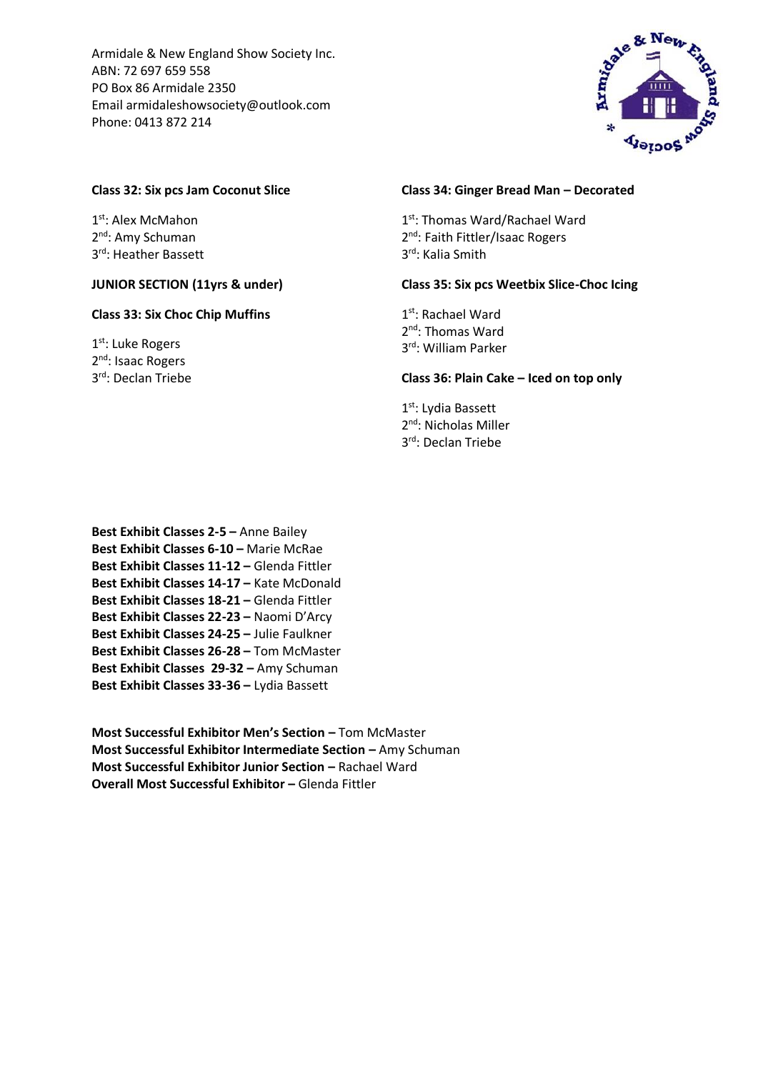Armidale & New England Show Society Inc.
ABN: 72 697 659 558
PO Box 86 Armidale 2350
Email armidaleshowsociety@outlook.com
Phone: 0413 872 214

**Class 32: Six pcs Jam Coconut Slice**

1st: Alex McMahon
2nd: Amy Schuman
3rd: Heather Bassett

**JUNIOR SECTION (11yrs & under)**

**Class 33: Six Choc Chip Muffins**

1st: Luke Rogers
2nd: Isaac Rogers
3rd: Declan Triebe

**Class 34: Ginger Bread Man – Decorated**

1st: Thomas Ward/Rachael Ward
2nd: Faith Fittler/Isaac Rogers
3rd: Kalia Smith

**Class 35: Six pcs Weetbix Slice-Choc Icing**

1st: Rachael Ward
2nd: Thomas Ward
3rd: William Parker

**Class 36: Plain Cake – Iced on top only**

1st: Lydia Bassett
2nd: Nicholas Miller
3rd: Declan Triebe

**Best Exhibit Classes 2-5 –** Anne Bailey
**Best Exhibit Classes 6-10 –** Marie McRae
**Best Exhibit Classes 11-12 –** Glenda Fittler
**Best Exhibit Classes 14-17 –** Kate McDonald
**Best Exhibit Classes 18-21 –** Glenda Fittler
**Best Exhibit Classes 22-23 –** Naomi D'Arcy
**Best Exhibit Classes 24-25 –** Julie Faulkner
**Best Exhibit Classes 26-28 –** Tom McMaster
**Best Exhibit Classes 29-32 –** Amy Schuman
**Best Exhibit Classes 33-36 –** Lydia Bassett

**Most Successful Exhibitor Men's Section –** Tom McMaster
**Most Successful Exhibitor Intermediate Section –** Amy Schuman
**Most Successful Exhibitor Junior Section –** Rachael Ward
**Overall Most Successful Exhibitor –** Glenda Fittler